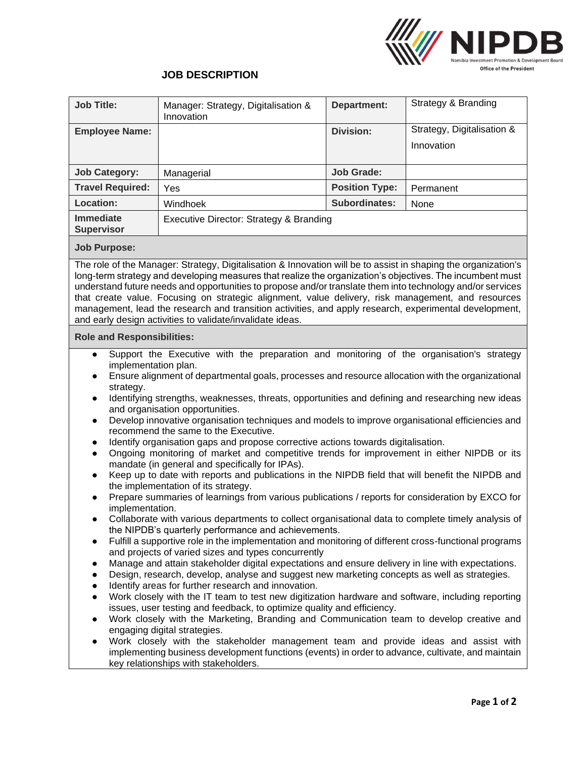NIPDB
Namibia Investment Promotion & Development Board
Office of the President

# JOB DESCRIPTION

| **Job Title:** | Manager: Strategy, Digitalisation & Innovation | **Department:** | Strategy & Branding |
|---|---|---|---|
| **Employee Name:** | | **Division:** | Strategy, Digitalisation & Innovation |
| **Job Category:** | Managerial | **Job Grade:** | |
| **Travel Required:** | Yes | **Position Type:** | Permanent |
| **Location:** | Windhoek | **Subordinates:** | None |
| **Immediate Supervisor** | Executive Director: Strategy & Branding | | |

**Job Purpose:**

The role of the Manager: Strategy, Digitalisation & Innovation will be to assist in shaping the organization's long-term strategy and developing measures that realize the organization's objectives. The incumbent must understand future needs and opportunities to propose and/or translate them into technology and/or services that create value. Focusing on strategic alignment, value delivery, risk management, and resources management, lead the research and transition activities, and apply research, experimental development, and early design activities to validate/invalidate ideas.

**Role and Responsibilities:**

- Support the Executive with the preparation and monitoring of the organisation's strategy implementation plan.
- Ensure alignment of departmental goals, processes and resource allocation with the organizational strategy.
- Identifying strengths, weaknesses, threats, opportunities and defining and researching new ideas and organisation opportunities.
- Develop innovative organisation techniques and models to improve organisational efficiencies and recommend the same to the Executive.
- Identify organisation gaps and propose corrective actions towards digitalisation.
- Ongoing monitoring of market and competitive trends for improvement in either NIPDB or its mandate (in general and specifically for IPAs).
- Keep up to date with reports and publications in the NIPDB field that will benefit the NIPDB and the implementation of its strategy.
- Prepare summaries of learnings from various publications / reports for consideration by EXCO for implementation.
- Collaborate with various departments to collect organisational data to complete timely analysis of the NIPDB's quarterly performance and achievements.
- Fulfill a supportive role in the implementation and monitoring of different cross-functional programs and projects of varied sizes and types concurrently
- Manage and attain stakeholder digital expectations and ensure delivery in line with expectations.
- Design, research, develop, analyse and suggest new marketing concepts as well as strategies.
- Identify areas for further research and innovation.
- Work closely with the IT team to test new digitization hardware and software, including reporting issues, user testing and feedback, to optimize quality and efficiency.
- Work closely with the Marketing, Branding and Communication team to develop creative and engaging digital strategies.
- Work closely with the stakeholder management team and provide ideas and assist with implementing business development functions (events) in order to advance, cultivate, and maintain key relationships with stakeholders.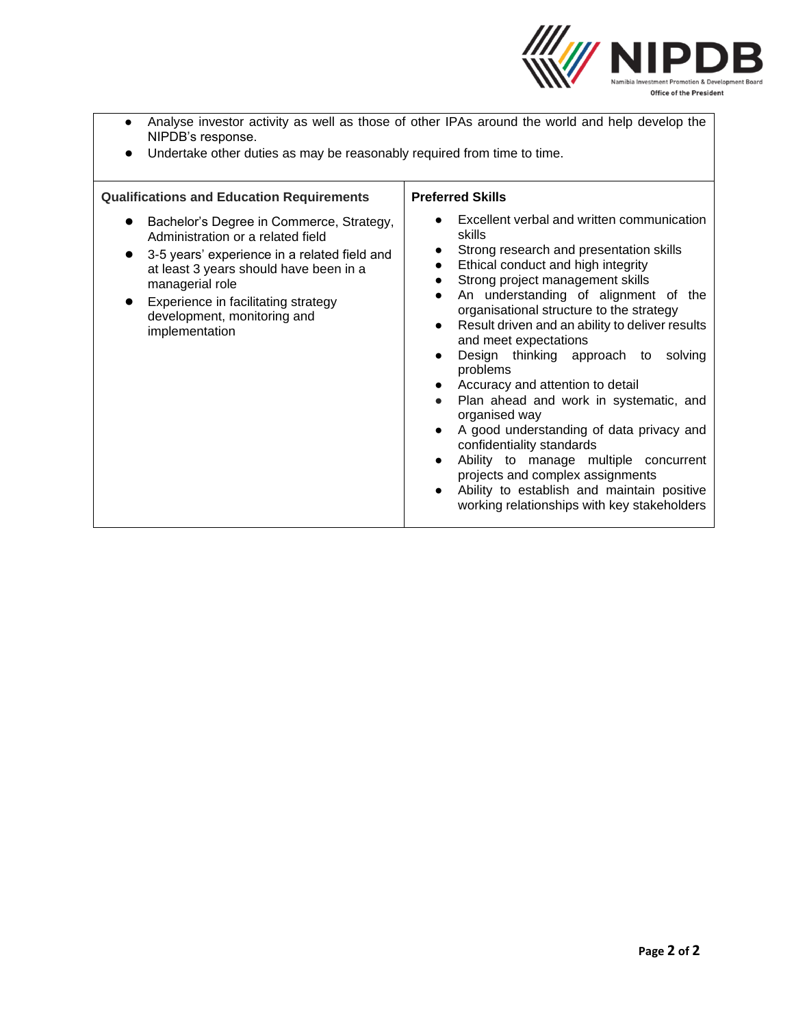- Analyse investor activity as well as those of other IPAs around the world and help develop the NIPDB's response.
- Undertake other duties as may be reasonably required from time to time.

| Qualifications and Education Requirements | Preferred Skills |
|---|---|
| • Bachelor's Degree in Commerce, Strategy, Administration or a related field<br>• 3-5 years' experience in a related field and at least 3 years should have been in a managerial role<br>• Experience in facilitating strategy development, monitoring and implementation | • Excellent verbal and written communication skills<br>• Strong research and presentation skills<br>• Ethical conduct and high integrity<br>• Strong project management skills<br>• An understanding of alignment of the organisational structure to the strategy<br>• Result driven and an ability to deliver results and meet expectations<br>• Design thinking approach to solving problems<br>• Accuracy and attention to detail<br>• Plan ahead and work in systematic, and organised way<br>• A good understanding of data privacy and confidentiality standards<br>• Ability to manage multiple concurrent projects and complex assignments<br>• Ability to establish and maintain positive working relationships with key stakeholders |